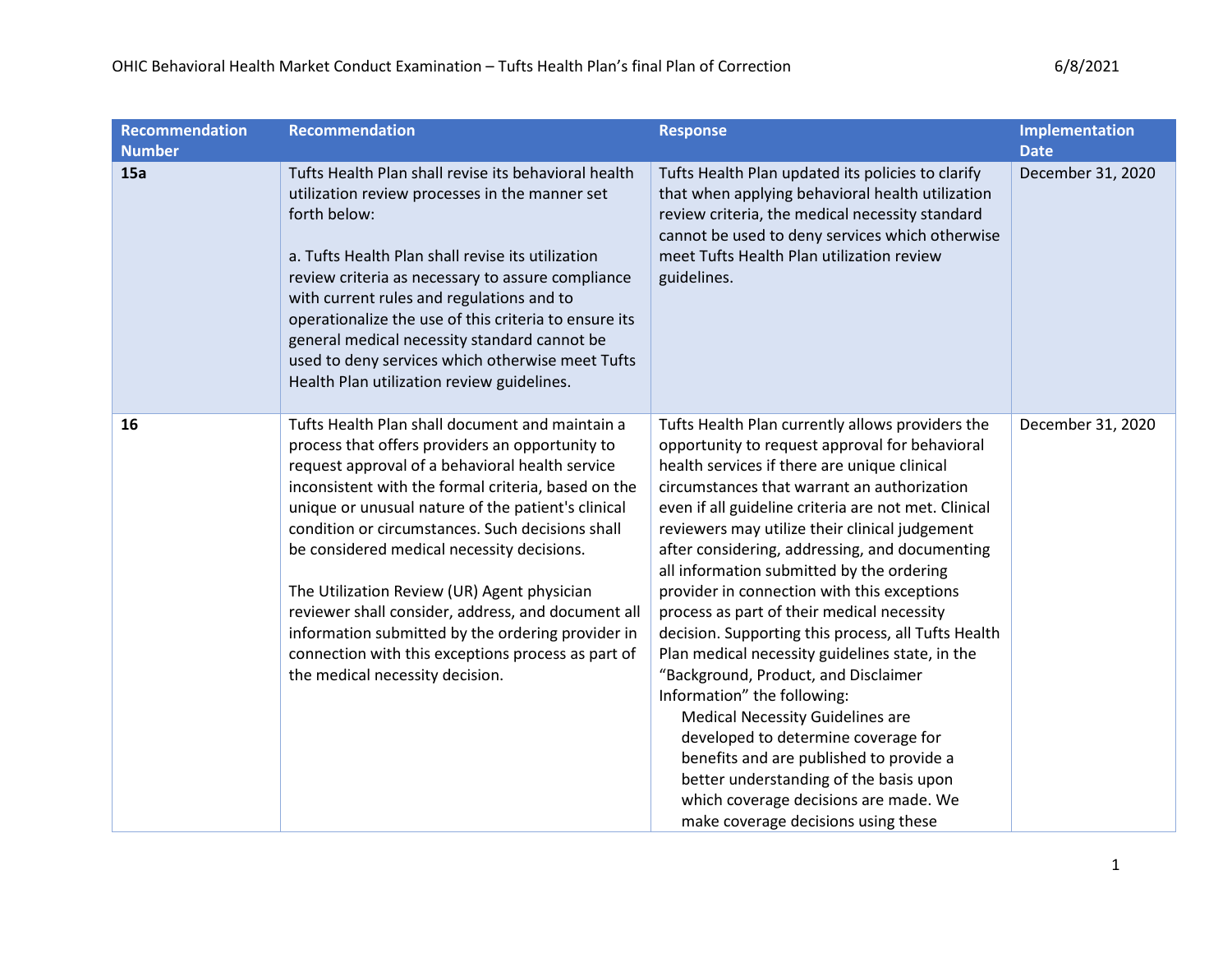| Recommendation Number | Recommendation | Response | Implementation Date |
|---|---|---|---|
| **15a** | Tufts Health Plan shall revise its behavioral health utilization review processes in the manner set forth below:<br><br>a. Tufts Health Plan shall revise its utilization review criteria as necessary to assure compliance with current rules and regulations and to operationalize the use of this criteria to ensure its general medical necessity standard cannot be used to deny services which otherwise meet Tufts Health Plan utilization review guidelines. | Tufts Health Plan updated its policies to clarify that when applying behavioral health utilization review criteria, the medical necessity standard cannot be used to deny services which otherwise meet Tufts Health Plan utilization review guidelines. | December 31, 2020 |
| **16** | Tufts Health Plan shall document and maintain a process that offers providers an opportunity to request approval of a behavioral health service inconsistent with the formal criteria, based on the unique or unusual nature of the patient's clinical condition or circumstances. Such decisions shall be considered medical necessity decisions.<br><br>The Utilization Review (UR) Agent physician reviewer shall consider, address, and document all information submitted by the ordering provider in connection with this exceptions process as part of the medical necessity decision. | Tufts Health Plan currently allows providers the opportunity to request approval for behavioral health services if there are unique clinical circumstances that warrant an authorization even if all guideline criteria are not met. Clinical reviewers may utilize their clinical judgement after considering, addressing, and documenting all information submitted by the ordering provider in connection with this exceptions process as part of their medical necessity decision. Supporting this process, all Tufts Health Plan medical necessity guidelines state, in the "Background, Product, and Disclaimer Information" the following:<br><br>Medical Necessity Guidelines are developed to determine coverage for benefits and are published to provide a better understanding of the basis upon which coverage decisions are made. We make coverage decisions using these | December 31, 2020 |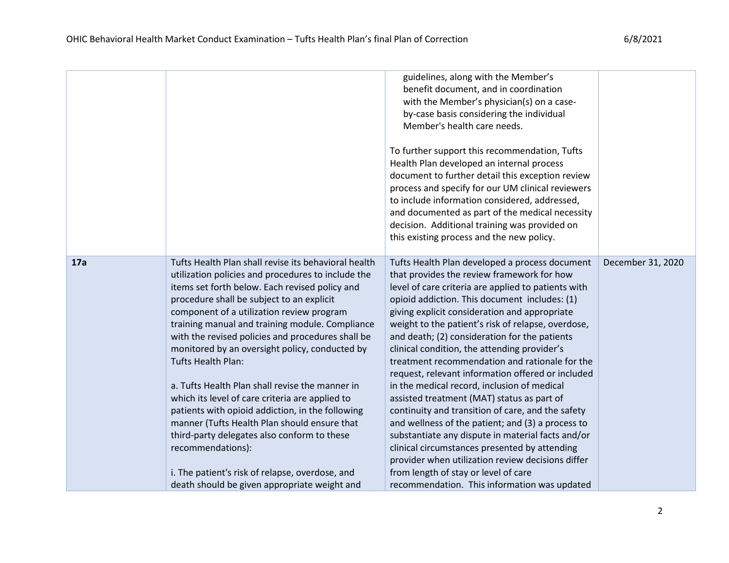| | | | |
|---|---|---|---|
| | | guidelines, along with the Member's benefit document, and in coordination with the Member's physician(s) on a case-by-case basis considering the individual Member's health care needs.<br><br>To further support this recommendation, Tufts Health Plan developed an internal process document to further detail this exception review process and specify for our UM clinical reviewers to include information considered, addressed, and documented as part of the medical necessity decision. Additional training was provided on this existing process and the new policy. | |
| **17a** | Tufts Health Plan shall revise its behavioral health utilization policies and procedures to include the items set forth below. Each revised policy and procedure shall be subject to an explicit component of a utilization review program training manual and training module. Compliance with the revised policies and procedures shall be monitored by an oversight policy, conducted by Tufts Health Plan:<br><br>a. Tufts Health Plan shall revise the manner in which its level of care criteria are applied to patients with opioid addiction, in the following manner (Tufts Health Plan should ensure that third-party delegates also conform to these recommendations):<br><br>i. The patient's risk of relapse, overdose, and death should be given appropriate weight and | Tufts Health Plan developed a process document that provides the review framework for how level of care criteria are applied to patients with opioid addiction. This document includes: (1) giving explicit consideration and appropriate weight to the patient's risk of relapse, overdose, and death; (2) consideration for the patients clinical condition, the attending provider's treatment recommendation and rationale for the request, relevant information offered or included in the medical record, inclusion of medical assisted treatment (MAT) status as part of continuity and transition of care, and the safety and wellness of the patient; and (3) a process to substantiate any dispute in material facts and/or clinical circumstances presented by attending provider when utilization review decisions differ from length of stay or level of care recommendation. This information was updated | December 31, 2020 |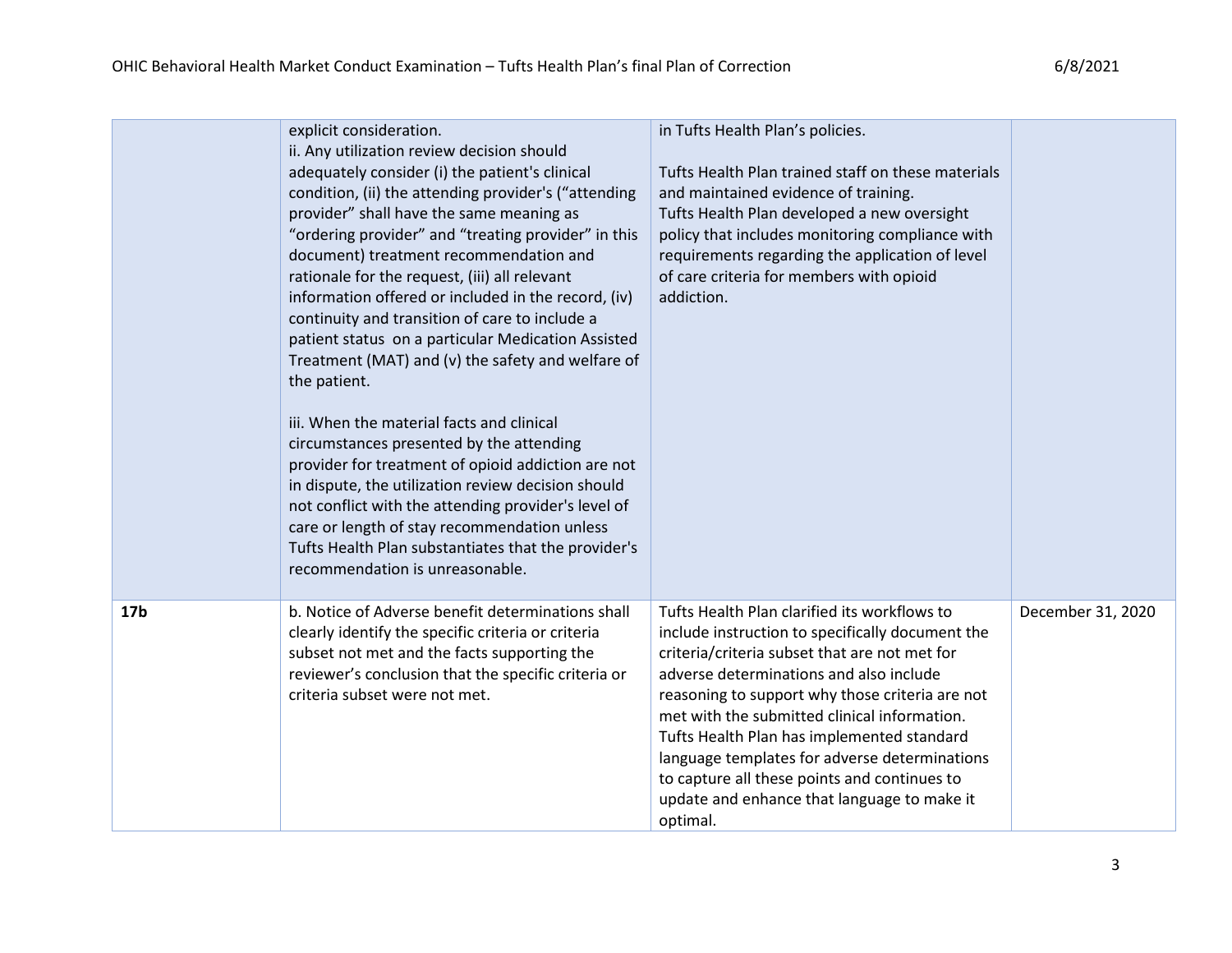| | | | |
|---|---|---|---|
| | explicit consideration.<br>ii. Any utilization review decision should adequately consider (i) the patient's clinical condition, (ii) the attending provider's ("attending provider" shall have the same meaning as "ordering provider" and "treating provider" in this document) treatment recommendation and rationale for the request, (iii) all relevant information offered or included in the record, (iv) continuity and transition of care to include a patient status on a particular Medication Assisted Treatment (MAT) and (v) the safety and welfare of the patient.<br><br>iii. When the material facts and clinical circumstances presented by the attending provider for treatment of opioid addiction are not in dispute, the utilization review decision should not conflict with the attending provider's level of care or length of stay recommendation unless Tufts Health Plan substantiates that the provider's recommendation is unreasonable. | in Tufts Health Plan's policies.<br><br>Tufts Health Plan trained staff on these materials and maintained evidence of training.<br>Tufts Health Plan developed a new oversight policy that includes monitoring compliance with requirements regarding the application of level of care criteria for members with opioid addiction. | |
| **17b** | b. Notice of Adverse benefit determinations shall clearly identify the specific criteria or criteria subset not met and the facts supporting the reviewer's conclusion that the specific criteria or criteria subset were not met. | Tufts Health Plan clarified its workflows to include instruction to specifically document the criteria/criteria subset that are not met for adverse determinations and also include reasoning to support why those criteria are not met with the submitted clinical information. Tufts Health Plan has implemented standard language templates for adverse determinations to capture all these points and continues to update and enhance that language to make it optimal. | December 31, 2020 |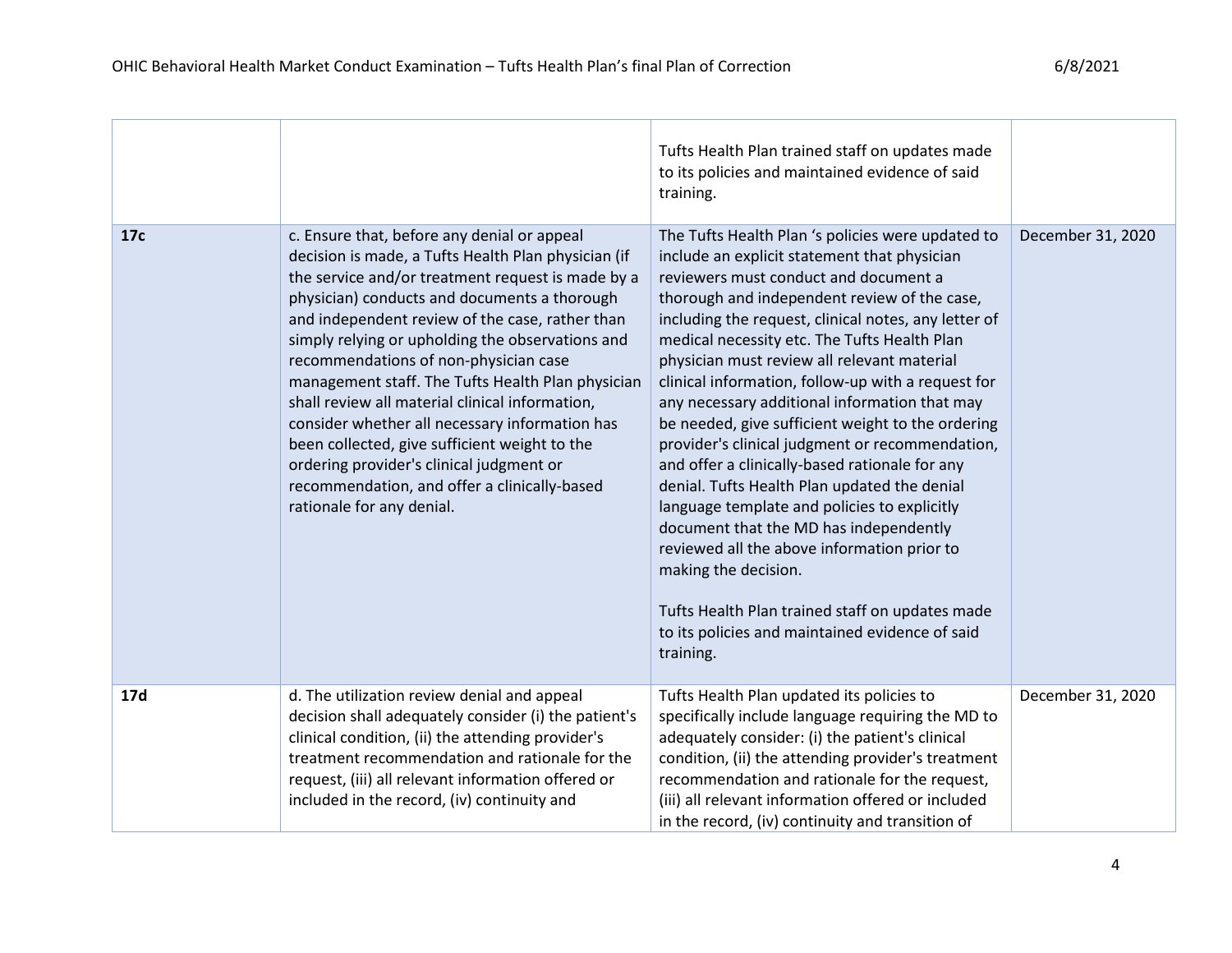| | | | |
|---|---|---|---|
| | | Tufts Health Plan trained staff on updates made to its policies and maintained evidence of said training. | |
| **17c** | c. Ensure that, before any denial or appeal decision is made, a Tufts Health Plan physician (if the service and/or treatment request is made by a physician) conducts and documents a thorough and independent review of the case, rather than simply relying or upholding the observations and recommendations of non-physician case management staff. The Tufts Health Plan physician shall review all material clinical information, consider whether all necessary information has been collected, give sufficient weight to the ordering provider's clinical judgment or recommendation, and offer a clinically-based rationale for any denial. | The Tufts Health Plan 's policies were updated to include an explicit statement that physician reviewers must conduct and document a thorough and independent review of the case, including the request, clinical notes, any letter of medical necessity etc. The Tufts Health Plan physician must review all relevant material clinical information, follow-up with a request for any necessary additional information that may be needed, give sufficient weight to the ordering provider's clinical judgment or recommendation, and offer a clinically-based rationale for any denial. Tufts Health Plan updated the denial language template and policies to explicitly document that the MD has independently reviewed all the above information prior to making the decision.<br><br>Tufts Health Plan trained staff on updates made to its policies and maintained evidence of said training. | December 31, 2020 |
| **17d** | d. The utilization review denial and appeal decision shall adequately consider (i) the patient's clinical condition, (ii) the attending provider's treatment recommendation and rationale for the request, (iii) all relevant information offered or included in the record, (iv) continuity and | Tufts Health Plan updated its policies to specifically include language requiring the MD to adequately consider: (i) the patient's clinical condition, (ii) the attending provider's treatment recommendation and rationale for the request, (iii) all relevant information offered or included in the record, (iv) continuity and transition of | December 31, 2020 |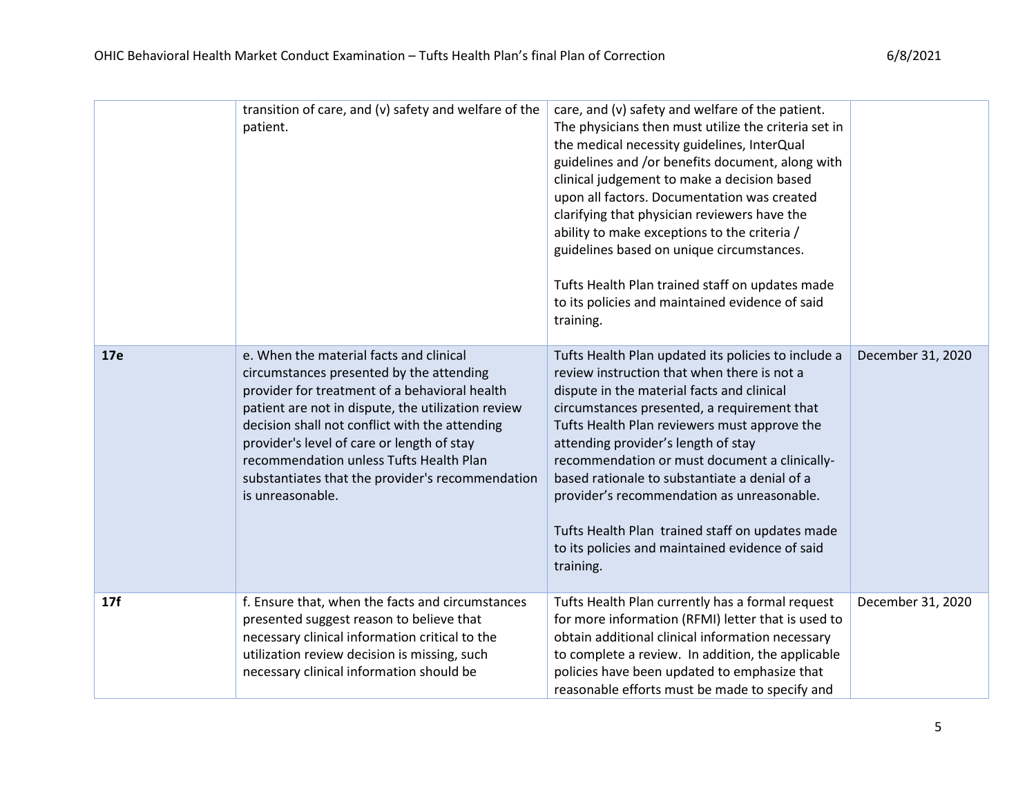| | | | |
|---|---|---|---|
| | transition of care, and (v) safety and welfare of the patient. | care, and (v) safety and welfare of the patient. The physicians then must utilize the criteria set in the medical necessity guidelines, InterQual guidelines and /or benefits document, along with clinical judgement to make a decision based upon all factors. Documentation was created clarifying that physician reviewers have the ability to make exceptions to the criteria / guidelines based on unique circumstances.<br><br>Tufts Health Plan trained staff on updates made to its policies and maintained evidence of said training. | |
| **17e** | e. When the material facts and clinical circumstances presented by the attending provider for treatment of a behavioral health patient are not in dispute, the utilization review decision shall not conflict with the attending provider's level of care or length of stay recommendation unless Tufts Health Plan substantiates that the provider's recommendation is unreasonable. | Tufts Health Plan updated its policies to include a review instruction that when there is not a dispute in the material facts and clinical circumstances presented, a requirement that Tufts Health Plan reviewers must approve the attending provider's length of stay recommendation or must document a clinically-based rationale to substantiate a denial of a provider's recommendation as unreasonable.<br><br>Tufts Health Plan trained staff on updates made to its policies and maintained evidence of said training. | December 31, 2020 |
| **17f** | f. Ensure that, when the facts and circumstances presented suggest reason to believe that necessary clinical information critical to the utilization review decision is missing, such necessary clinical information should be | Tufts Health Plan currently has a formal request for more information (RFMI) letter that is used to obtain additional clinical information necessary to complete a review. In addition, the applicable policies have been updated to emphasize that reasonable efforts must be made to specify and | December 31, 2020 |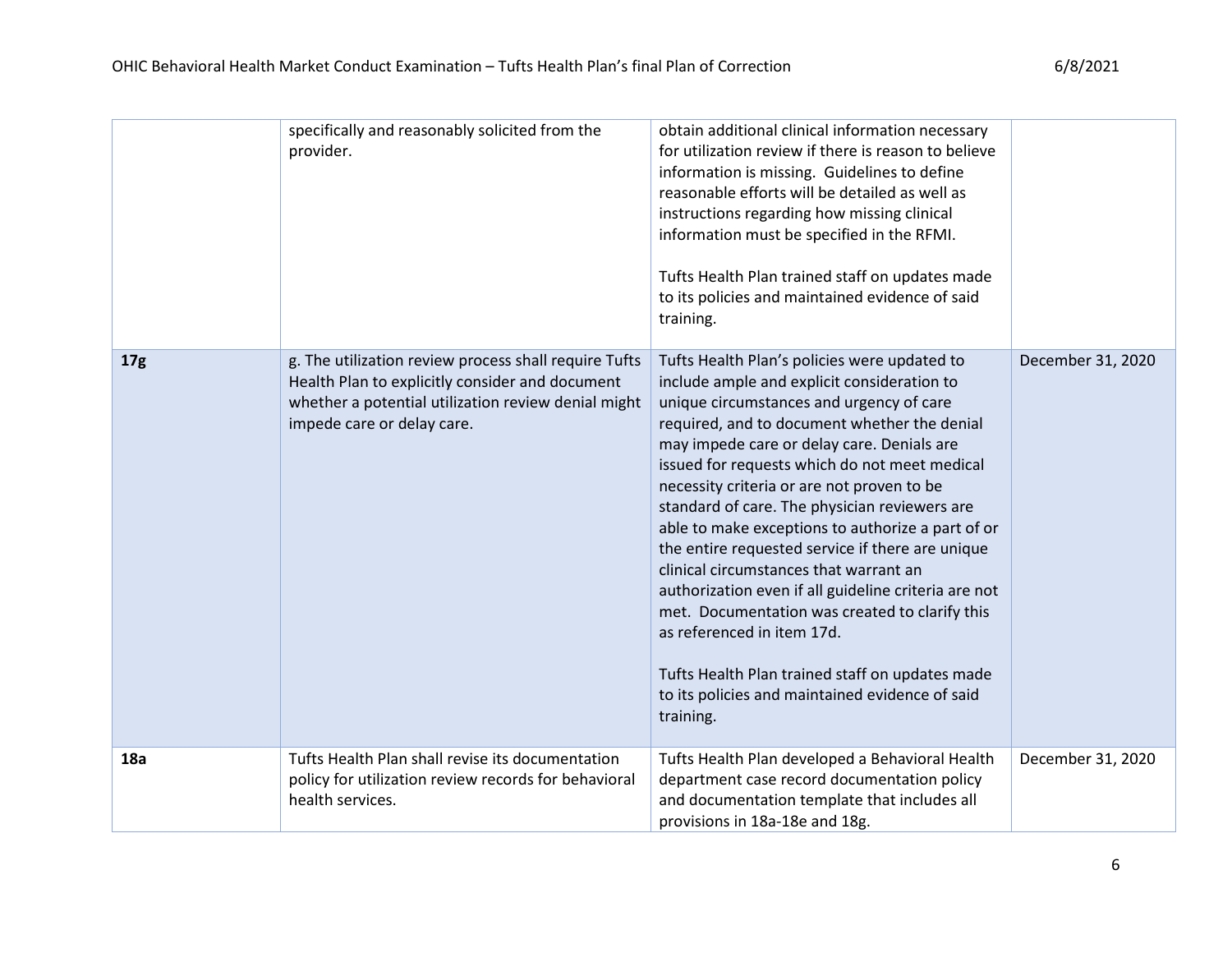| | | | |
|---|---|---|---|
| | specifically and reasonably solicited from the provider. | obtain additional clinical information necessary for utilization review if there is reason to believe information is missing. Guidelines to define reasonable efforts will be detailed as well as instructions regarding how missing clinical information must be specified in the RFMI.<br><br>Tufts Health Plan trained staff on updates made to its policies and maintained evidence of said training. | |
| **17g** | g. The utilization review process shall require Tufts Health Plan to explicitly consider and document whether a potential utilization review denial might impede care or delay care. | Tufts Health Plan's policies were updated to include ample and explicit consideration to unique circumstances and urgency of care required, and to document whether the denial may impede care or delay care. Denials are issued for requests which do not meet medical necessity criteria or are not proven to be standard of care. The physician reviewers are able to make exceptions to authorize a part of or the entire requested service if there are unique clinical circumstances that warrant an authorization even if all guideline criteria are not met. Documentation was created to clarify this as referenced in item 17d.<br><br>Tufts Health Plan trained staff on updates made to its policies and maintained evidence of said training. | December 31, 2020 |
| **18a** | Tufts Health Plan shall revise its documentation policy for utilization review records for behavioral health services. | Tufts Health Plan developed a Behavioral Health department case record documentation policy and documentation template that includes all provisions in 18a-18e and 18g. | December 31, 2020 |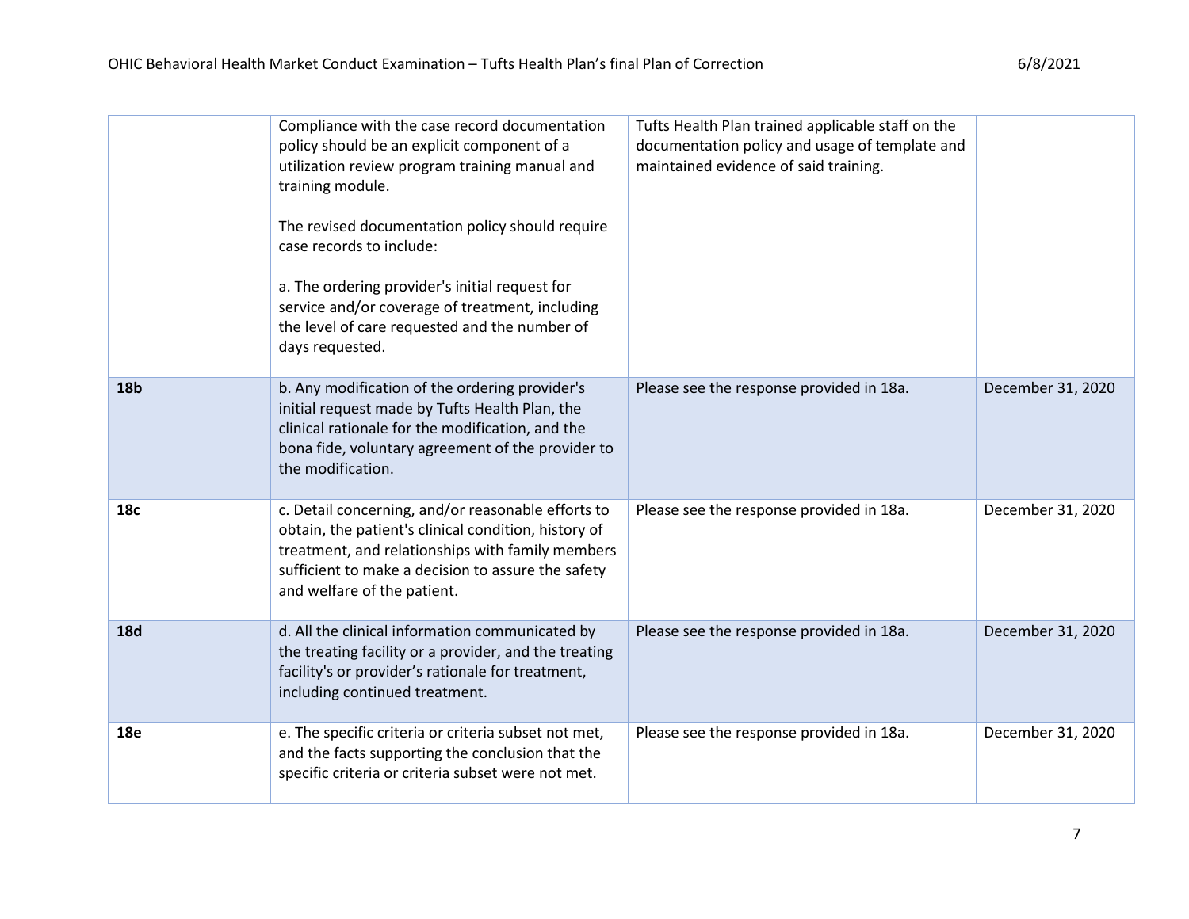| | | | |
|---|---|---|---|
| | Compliance with the case record documentation policy should be an explicit component of a utilization review program training manual and training module.<br><br>The revised documentation policy should require case records to include:<br><br>a. The ordering provider's initial request for service and/or coverage of treatment, including the level of care requested and the number of days requested. | Tufts Health Plan trained applicable staff on the documentation policy and usage of template and maintained evidence of said training. | |
| **18b** | b. Any modification of the ordering provider's initial request made by Tufts Health Plan, the clinical rationale for the modification, and the bona fide, voluntary agreement of the provider to the modification. | Please see the response provided in 18a. | December 31, 2020 |
| **18c** | c. Detail concerning, and/or reasonable efforts to obtain, the patient's clinical condition, history of treatment, and relationships with family members sufficient to make a decision to assure the safety and welfare of the patient. | Please see the response provided in 18a. | December 31, 2020 |
| **18d** | d. All the clinical information communicated by the treating facility or a provider, and the treating facility's or provider's rationale for treatment, including continued treatment. | Please see the response provided in 18a. | December 31, 2020 |
| **18e** | e. The specific criteria or criteria subset not met, and the facts supporting the conclusion that the specific criteria or criteria subset were not met. | Please see the response provided in 18a. | December 31, 2020 |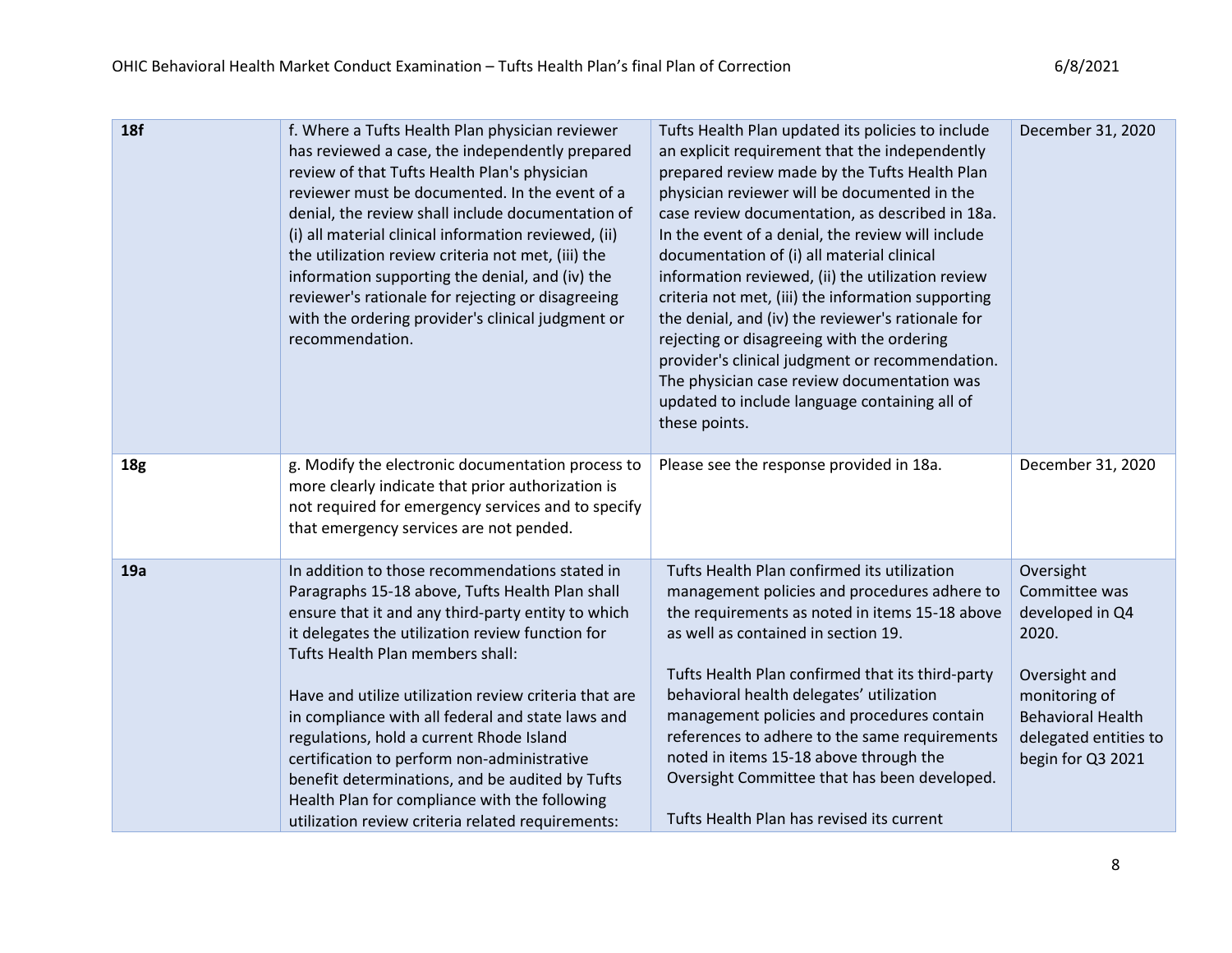| | | | |
|---|---|---|---|
| **18f** | f. Where a Tufts Health Plan physician reviewer has reviewed a case, the independently prepared review of that Tufts Health Plan's physician reviewer must be documented. In the event of a denial, the review shall include documentation of (i) all material clinical information reviewed, (ii) the utilization review criteria not met, (iii) the information supporting the denial, and (iv) the reviewer's rationale for rejecting or disagreeing with the ordering provider's clinical judgment or recommendation. | Tufts Health Plan updated its policies to include an explicit requirement that the independently prepared review made by the Tufts Health Plan physician reviewer will be documented in the case review documentation, as described in 18a. In the event of a denial, the review will include documentation of (i) all material clinical information reviewed, (ii) the utilization review criteria not met, (iii) the information supporting the denial, and (iv) the reviewer's rationale for rejecting or disagreeing with the ordering provider's clinical judgment or recommendation. The physician case review documentation was updated to include language containing all of these points. | December 31, 2020 |
| **18g** | g. Modify the electronic documentation process to more clearly indicate that prior authorization is not required for emergency services and to specify that emergency services are not pended. | Please see the response provided in 18a. | December 31, 2020 |
| **19a** | In addition to those recommendations stated in Paragraphs 15-18 above, Tufts Health Plan shall ensure that it and any third-party entity to which it delegates the utilization review function for Tufts Health Plan members shall:<br><br>Have and utilize utilization review criteria that are in compliance with all federal and state laws and regulations, hold a current Rhode Island certification to perform non-administrative benefit determinations, and be audited by Tufts Health Plan for compliance with the following utilization review criteria related requirements: | Tufts Health Plan confirmed its utilization management policies and procedures adhere to the requirements as noted in items 15-18 above as well as contained in section 19.<br><br>Tufts Health Plan confirmed that its third-party behavioral health delegates' utilization management policies and procedures contain references to adhere to the same requirements noted in items 15-18 above through the Oversight Committee that has been developed.<br><br>Tufts Health Plan has revised its current | Oversight Committee was developed in Q4 2020.<br><br>Oversight and monitoring of Behavioral Health delegated entities to begin for Q3 2021 |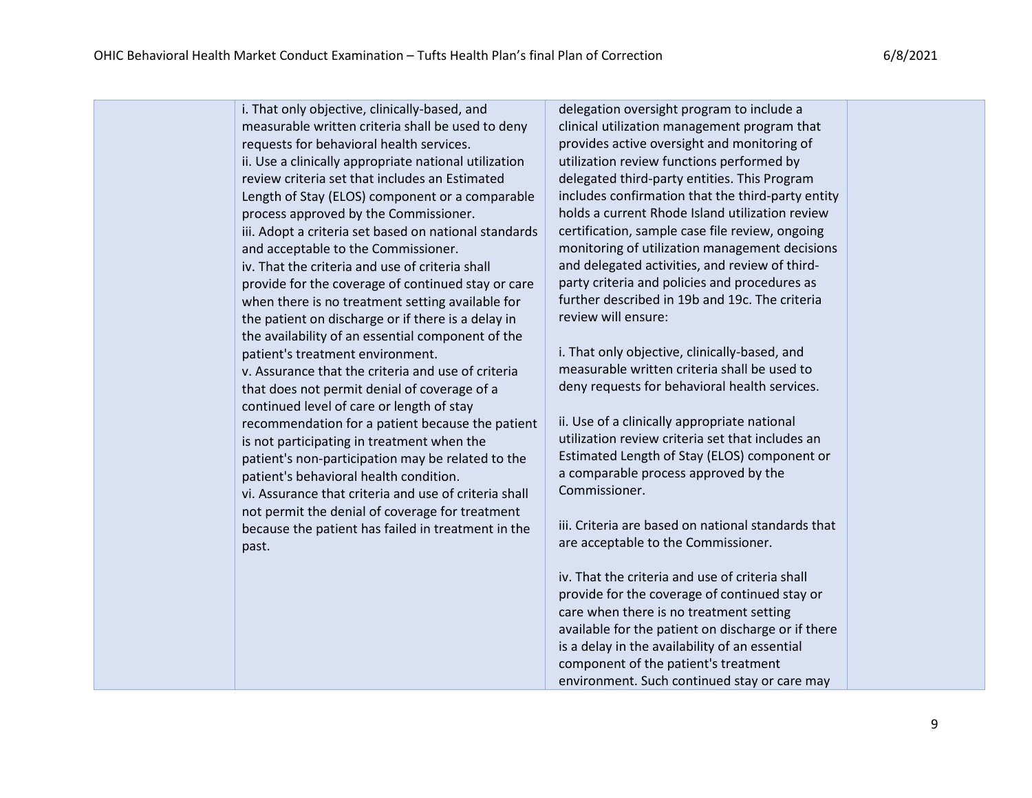| | | | |
|---|---|---|---|
| | i. That only objective, clinically-based, and measurable written criteria shall be used to deny requests for behavioral health services.<br>ii. Use a clinically appropriate national utilization review criteria set that includes an Estimated Length of Stay (ELOS) component or a comparable process approved by the Commissioner.<br>iii. Adopt a criteria set based on national standards and acceptable to the Commissioner.<br>iv. That the criteria and use of criteria shall provide for the coverage of continued stay or care when there is no treatment setting available for the patient on discharge or if there is a delay in the availability of an essential component of the patient's treatment environment.<br>v. Assurance that the criteria and use of criteria that does not permit denial of coverage of a continued level of care or length of stay recommendation for a patient because the patient is not participating in treatment when the patient's non-participation may be related to the patient's behavioral health condition.<br>vi. Assurance that criteria and use of criteria shall not permit the denial of coverage for treatment because the patient has failed in treatment in the past. | delegation oversight program to include a clinical utilization management program that provides active oversight and monitoring of utilization review functions performed by delegated third-party entities. This Program includes confirmation that the third-party entity holds a current Rhode Island utilization review certification, sample case file review, ongoing monitoring of utilization management decisions and delegated activities, and review of third-party criteria and policies and procedures as further described in 19b and 19c. The criteria review will ensure:<br><br>i. That only objective, clinically-based, and measurable written criteria shall be used to deny requests for behavioral health services.<br><br>ii. Use of a clinically appropriate national utilization review criteria set that includes an Estimated Length of Stay (ELOS) component or a comparable process approved by the Commissioner.<br><br>iii. Criteria are based on national standards that are acceptable to the Commissioner.<br><br>iv. That the criteria and use of criteria shall provide for the coverage of continued stay or care when there is no treatment setting available for the patient on discharge or if there is a delay in the availability of an essential component of the patient's treatment environment. Such continued stay or care may | |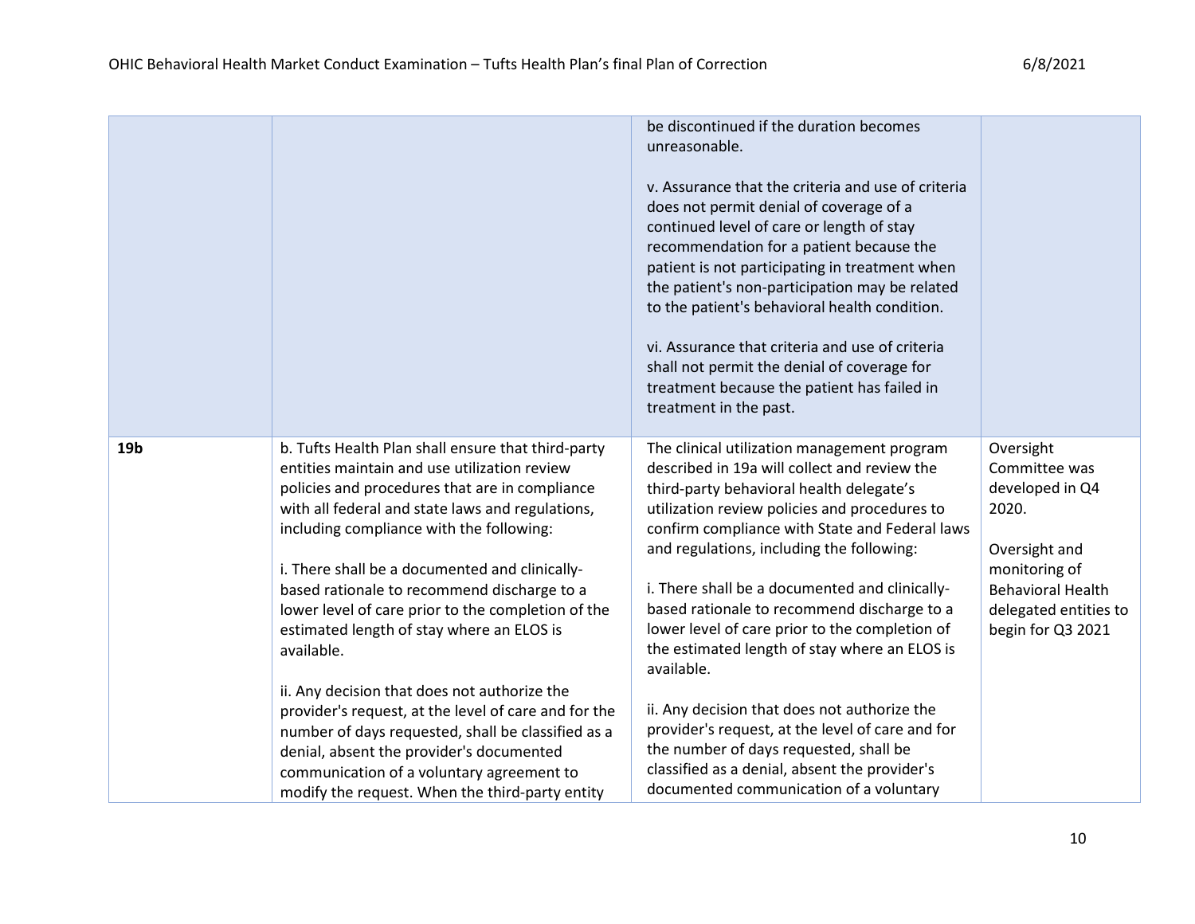| | | | |
|---|---|---|---|
| | | be discontinued if the duration becomes unreasonable.<br><br>v. Assurance that the criteria and use of criteria does not permit denial of coverage of a continued level of care or length of stay recommendation for a patient because the patient is not participating in treatment when the patient's non-participation may be related to the patient's behavioral health condition.<br><br>vi. Assurance that criteria and use of criteria shall not permit the denial of coverage for treatment because the patient has failed in treatment in the past. | |
| **19b** | b. Tufts Health Plan shall ensure that third-party entities maintain and use utilization review policies and procedures that are in compliance with all federal and state laws and regulations, including compliance with the following:<br><br>i. There shall be a documented and clinically-based rationale to recommend discharge to a lower level of care prior to the completion of the estimated length of stay where an ELOS is available.<br><br>ii. Any decision that does not authorize the provider's request, at the level of care and for the number of days requested, shall be classified as a denial, absent the provider's documented communication of a voluntary agreement to modify the request. When the third-party entity | The clinical utilization management program described in 19a will collect and review the third-party behavioral health delegate's utilization review policies and procedures to confirm compliance with State and Federal laws and regulations, including the following:<br><br>i. There shall be a documented and clinically-based rationale to recommend discharge to a lower level of care prior to the completion of the estimated length of stay where an ELOS is available.<br><br>ii. Any decision that does not authorize the provider's request, at the level of care and for the number of days requested, shall be classified as a denial, absent the provider's documented communication of a voluntary | Oversight Committee was developed in Q4 2020.<br><br>Oversight and monitoring of Behavioral Health delegated entities to begin for Q3 2021 |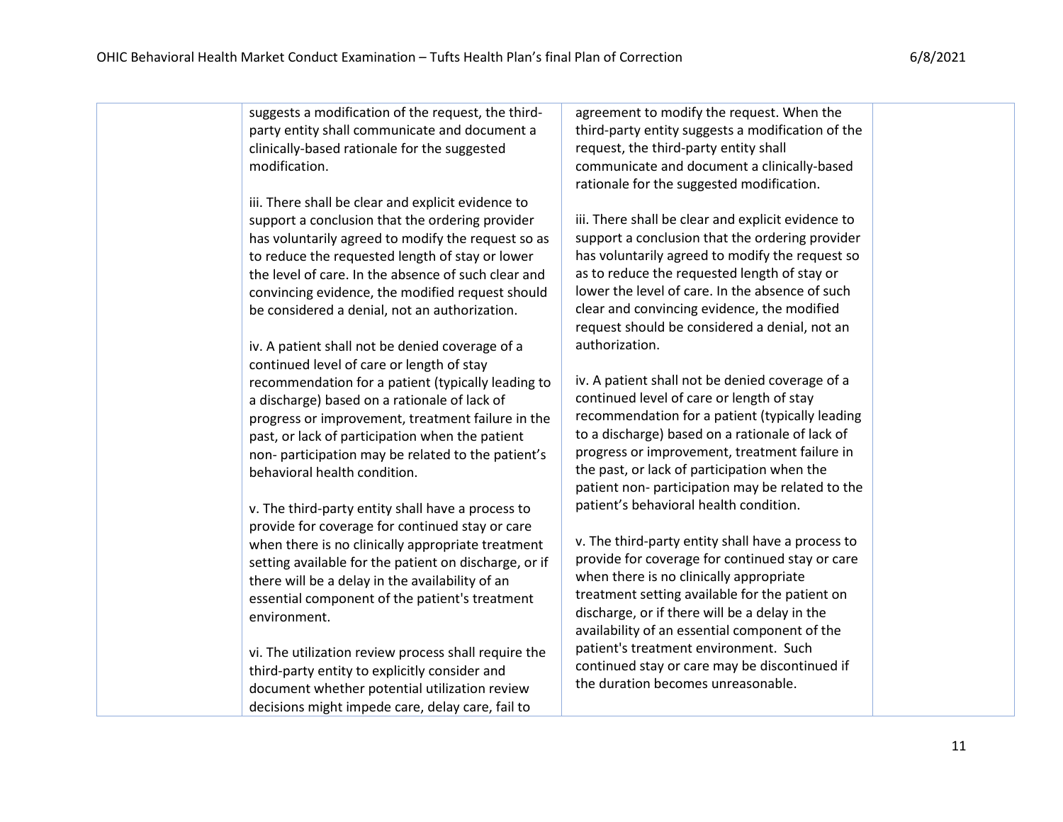| | | | |
|---|---|---|---|
| | suggests a modification of the request, the third-party entity shall communicate and document a clinically-based rationale for the suggested modification.<br><br>iii. There shall be clear and explicit evidence to support a conclusion that the ordering provider has voluntarily agreed to modify the request so as to reduce the requested length of stay or lower the level of care. In the absence of such clear and convincing evidence, the modified request should be considered a denial, not an authorization.<br><br>iv. A patient shall not be denied coverage of a continued level of care or length of stay recommendation for a patient (typically leading to a discharge) based on a rationale of lack of progress or improvement, treatment failure in the past, or lack of participation when the patient non- participation may be related to the patient's behavioral health condition.<br><br>v. The third-party entity shall have a process to provide for coverage for continued stay or care when there is no clinically appropriate treatment setting available for the patient on discharge, or if there will be a delay in the availability of an essential component of the patient's treatment environment.<br><br>vi. The utilization review process shall require the third-party entity to explicitly consider and document whether potential utilization review decisions might impede care, delay care, fail to | agreement to modify the request. When the third-party entity suggests a modification of the request, the third-party entity shall communicate and document a clinically-based rationale for the suggested modification.<br><br>iii. There shall be clear and explicit evidence to support a conclusion that the ordering provider has voluntarily agreed to modify the request so as to reduce the requested length of stay or lower the level of care. In the absence of such clear and convincing evidence, the modified request should be considered a denial, not an authorization.<br><br>iv. A patient shall not be denied coverage of a continued level of care or length of stay recommendation for a patient (typically leading to a discharge) based on a rationale of lack of progress or improvement, treatment failure in the past, or lack of participation when the patient non- participation may be related to the patient's behavioral health condition.<br><br>v. The third-party entity shall have a process to provide for coverage for continued stay or care when there is no clinically appropriate treatment setting available for the patient on discharge, or if there will be a delay in the availability of an essential component of the patient's treatment environment. Such continued stay or care may be discontinued if the duration becomes unreasonable. | |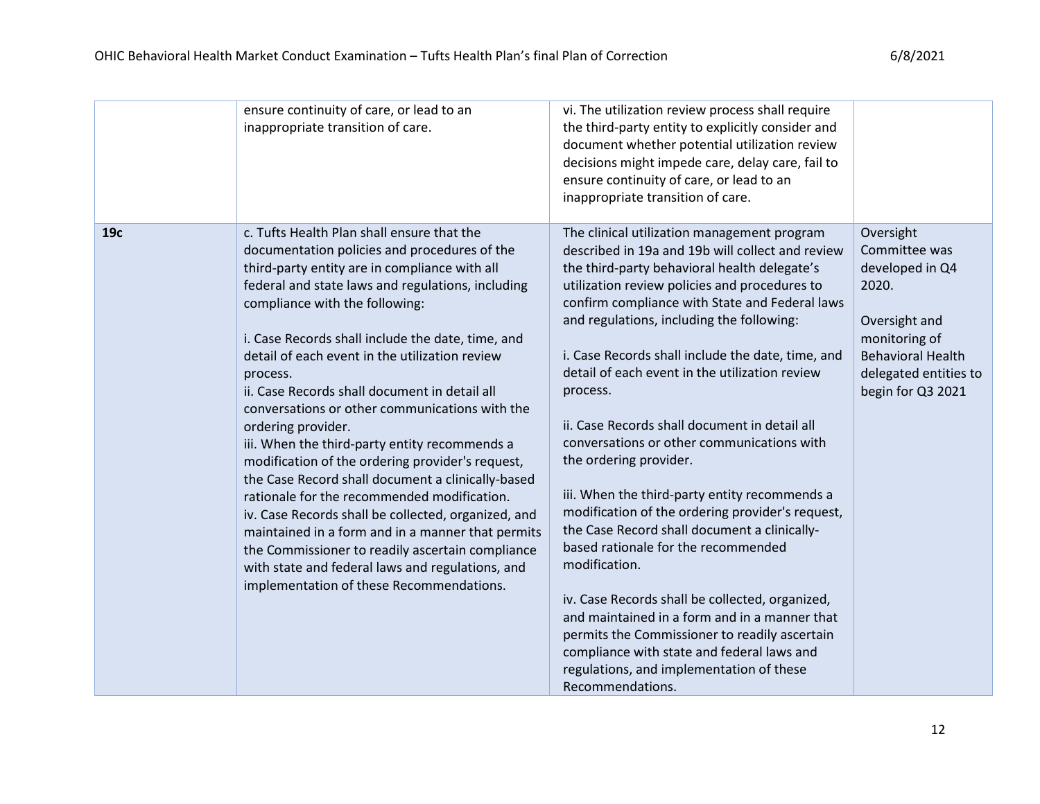| | | | |
|---|---|---|---|
| | ensure continuity of care, or lead to an inappropriate transition of care. | vi. The utilization review process shall require the third-party entity to explicitly consider and document whether potential utilization review decisions might impede care, delay care, fail to ensure continuity of care, or lead to an inappropriate transition of care. | |
| **19c** | c. Tufts Health Plan shall ensure that the documentation policies and procedures of the third-party entity are in compliance with all federal and state laws and regulations, including compliance with the following:<br><br>i. Case Records shall include the date, time, and detail of each event in the utilization review process.<br>ii. Case Records shall document in detail all conversations or other communications with the ordering provider.<br>iii. When the third-party entity recommends a modification of the ordering provider's request, the Case Record shall document a clinically-based rationale for the recommended modification.<br>iv. Case Records shall be collected, organized, and maintained in a form and in a manner that permits the Commissioner to readily ascertain compliance with state and federal laws and regulations, and implementation of these Recommendations. | The clinical utilization management program described in 19a and 19b will collect and review the third-party behavioral health delegate's utilization review policies and procedures to confirm compliance with State and Federal laws and regulations, including the following:<br><br>i. Case Records shall include the date, time, and detail of each event in the utilization review process.<br><br>ii. Case Records shall document in detail all conversations or other communications with the ordering provider.<br><br>iii. When the third-party entity recommends a modification of the ordering provider's request, the Case Record shall document a clinically-based rationale for the recommended modification.<br><br>iv. Case Records shall be collected, organized, and maintained in a form and in a manner that permits the Commissioner to readily ascertain compliance with state and federal laws and regulations, and implementation of these Recommendations. | Oversight Committee was developed in Q4 2020.<br><br>Oversight and monitoring of Behavioral Health delegated entities to begin for Q3 2021 |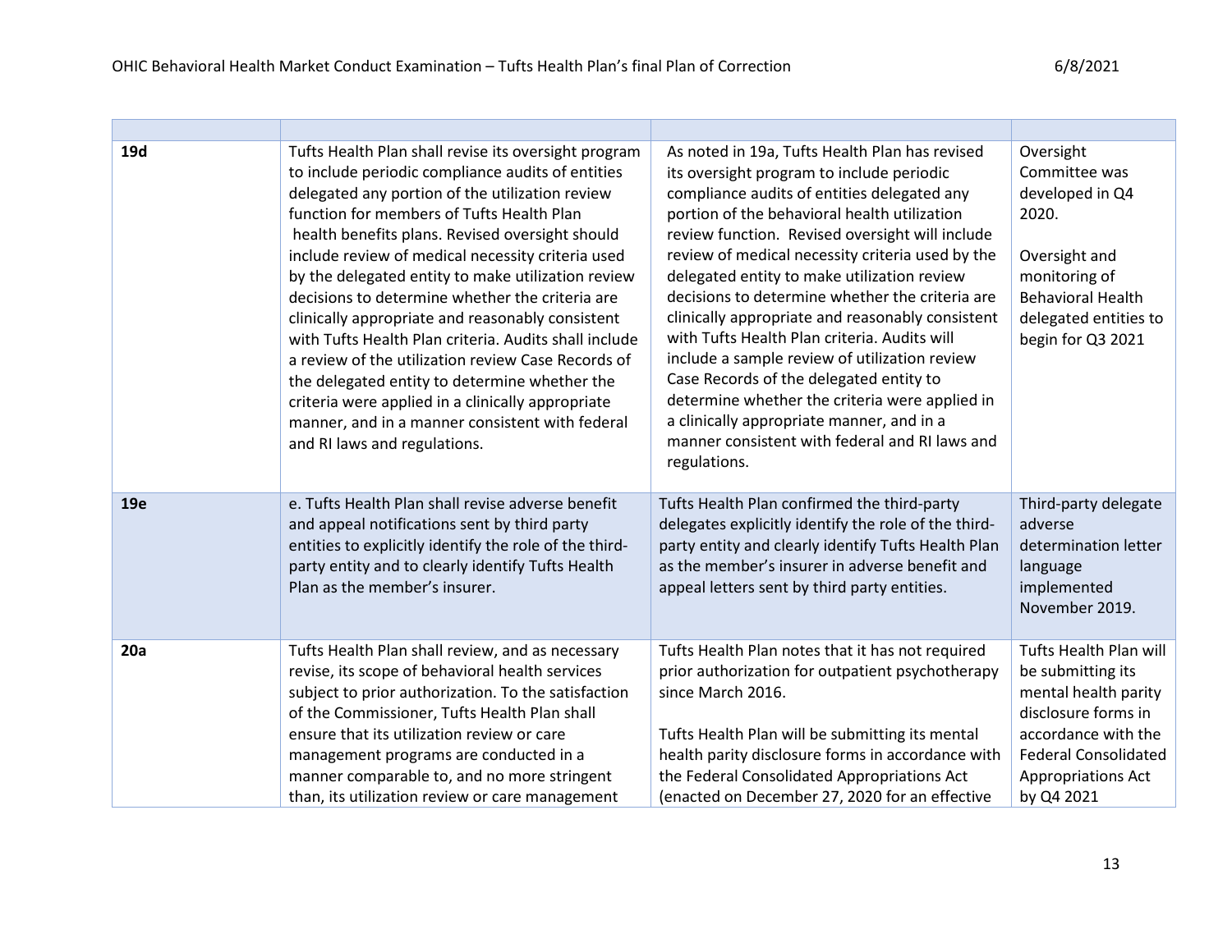| | | | |
|---|---|---|---|
| **19d** | Tufts Health Plan shall revise its oversight program to include periodic compliance audits of entities delegated any portion of the utilization review function for members of Tufts Health Plan health benefits plans. Revised oversight should include review of medical necessity criteria used by the delegated entity to make utilization review decisions to determine whether the criteria are clinically appropriate and reasonably consistent with Tufts Health Plan criteria. Audits shall include a review of the utilization review Case Records of the delegated entity to determine whether the criteria were applied in a clinically appropriate manner, and in a manner consistent with federal and RI laws and regulations. | As noted in 19a, Tufts Health Plan has revised its oversight program to include periodic compliance audits of entities delegated any portion of the behavioral health utilization review function. Revised oversight will include review of medical necessity criteria used by the delegated entity to make utilization review decisions to determine whether the criteria are clinically appropriate and reasonably consistent with Tufts Health Plan criteria. Audits will include a sample review of utilization review Case Records of the delegated entity to determine whether the criteria were applied in a clinically appropriate manner, and in a manner consistent with federal and RI laws and regulations. | Oversight Committee was developed in Q4 2020.<br><br>Oversight and monitoring of Behavioral Health delegated entities to begin for Q3 2021 |
| **19e** | e. Tufts Health Plan shall revise adverse benefit and appeal notifications sent by third party entities to explicitly identify the role of the third-party entity and to clearly identify Tufts Health Plan as the member's insurer. | Tufts Health Plan confirmed the third-party delegates explicitly identify the role of the third-party entity and clearly identify Tufts Health Plan as the member's insurer in adverse benefit and appeal letters sent by third party entities. | Third-party delegate adverse determination letter language implemented November 2019. |
| **20a** | Tufts Health Plan shall review, and as necessary revise, its scope of behavioral health services subject to prior authorization. To the satisfaction of the Commissioner, Tufts Health Plan shall ensure that its utilization review or care management programs are conducted in a manner comparable to, and no more stringent than, its utilization review or care management | Tufts Health Plan notes that it has not required prior authorization for outpatient psychotherapy since March 2016.<br><br>Tufts Health Plan will be submitting its mental health parity disclosure forms in accordance with the Federal Consolidated Appropriations Act (enacted on December 27, 2020 for an effective | Tufts Health Plan will be submitting its mental health parity disclosure forms in accordance with the Federal Consolidated Appropriations Act by Q4 2021 |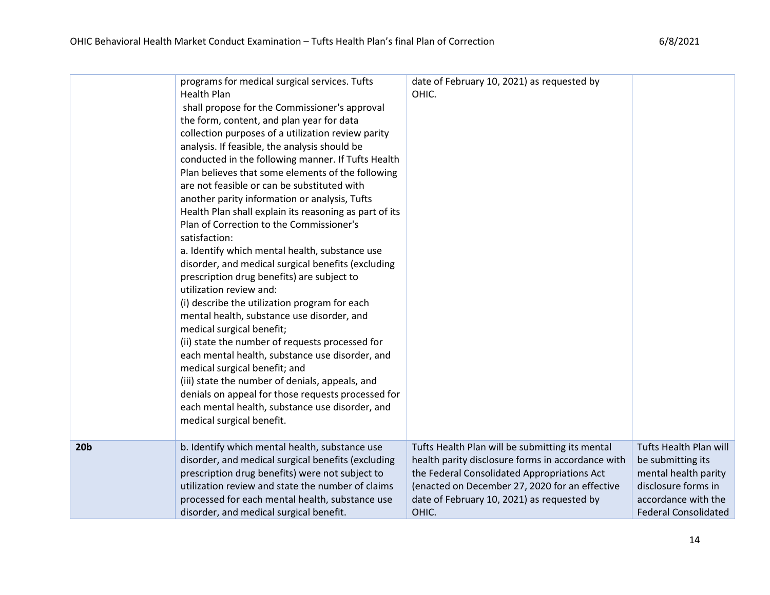| | | | |
|---|---|---|---|
| | programs for medical surgical services. Tufts Health Plan shall propose for the Commissioner's approval the form, content, and plan year for data collection purposes of a utilization review parity analysis. If feasible, the analysis should be conducted in the following manner. If Tufts Health Plan believes that some elements of the following are not feasible or can be substituted with another parity information or analysis, Tufts Health Plan shall explain its reasoning as part of its Plan of Correction to the Commissioner's satisfaction:<br>a. Identify which mental health, substance use disorder, and medical surgical benefits (excluding prescription drug benefits) are subject to utilization review and:<br>(i) describe the utilization program for each mental health, substance use disorder, and medical surgical benefit;<br>(ii) state the number of requests processed for each mental health, substance use disorder, and medical surgical benefit; and<br>(iii) state the number of denials, appeals, and denials on appeal for those requests processed for each mental health, substance use disorder, and medical surgical benefit. | date of February 10, 2021) as requested by OHIC. | |
| **20b** | b. Identify which mental health, substance use disorder, and medical surgical benefits (excluding prescription drug benefits) were not subject to utilization review and state the number of claims processed for each mental health, substance use disorder, and medical surgical benefit. | Tufts Health Plan will be submitting its mental health parity disclosure forms in accordance with the Federal Consolidated Appropriations Act (enacted on December 27, 2020 for an effective date of February 10, 2021) as requested by OHIC. | Tufts Health Plan will be submitting its mental health parity disclosure forms in accordance with the Federal Consolidated |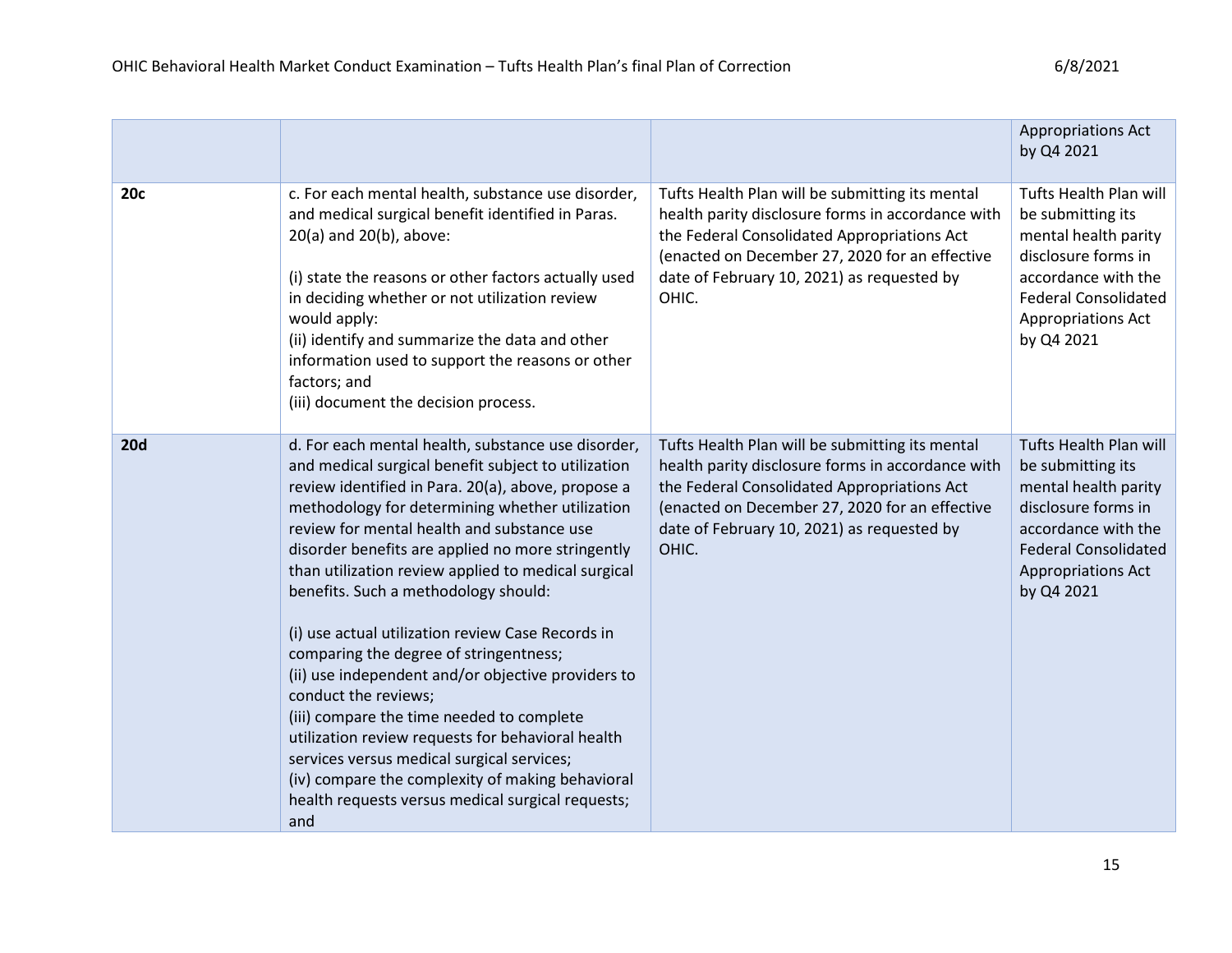| | | | |
|---|---|---|---|
| | | | Appropriations Act by Q4 2021 |
| **20c** | c. For each mental health, substance use disorder, and medical surgical benefit identified in Paras. 20(a) and 20(b), above:<br><br>(i) state the reasons or other factors actually used in deciding whether or not utilization review would apply:<br>(ii) identify and summarize the data and other information used to support the reasons or other factors; and<br>(iii) document the decision process. | Tufts Health Plan will be submitting its mental health parity disclosure forms in accordance with the Federal Consolidated Appropriations Act (enacted on December 27, 2020 for an effective date of February 10, 2021) as requested by OHIC. | Tufts Health Plan will be submitting its mental health parity disclosure forms in accordance with the Federal Consolidated Appropriations Act by Q4 2021 |
| **20d** | d. For each mental health, substance use disorder, and medical surgical benefit subject to utilization review identified in Para. 20(a), above, propose a methodology for determining whether utilization review for mental health and substance use disorder benefits are applied no more stringently than utilization review applied to medical surgical benefits. Such a methodology should:<br><br>(i) use actual utilization review Case Records in comparing the degree of stringentness;<br>(ii) use independent and/or objective providers to conduct the reviews;<br>(iii) compare the time needed to complete utilization review requests for behavioral health services versus medical surgical services;<br>(iv) compare the complexity of making behavioral health requests versus medical surgical requests; and | Tufts Health Plan will be submitting its mental health parity disclosure forms in accordance with the Federal Consolidated Appropriations Act (enacted on December 27, 2020 for an effective date of February 10, 2021) as requested by OHIC. | Tufts Health Plan will be submitting its mental health parity disclosure forms in accordance with the Federal Consolidated Appropriations Act by Q4 2021 |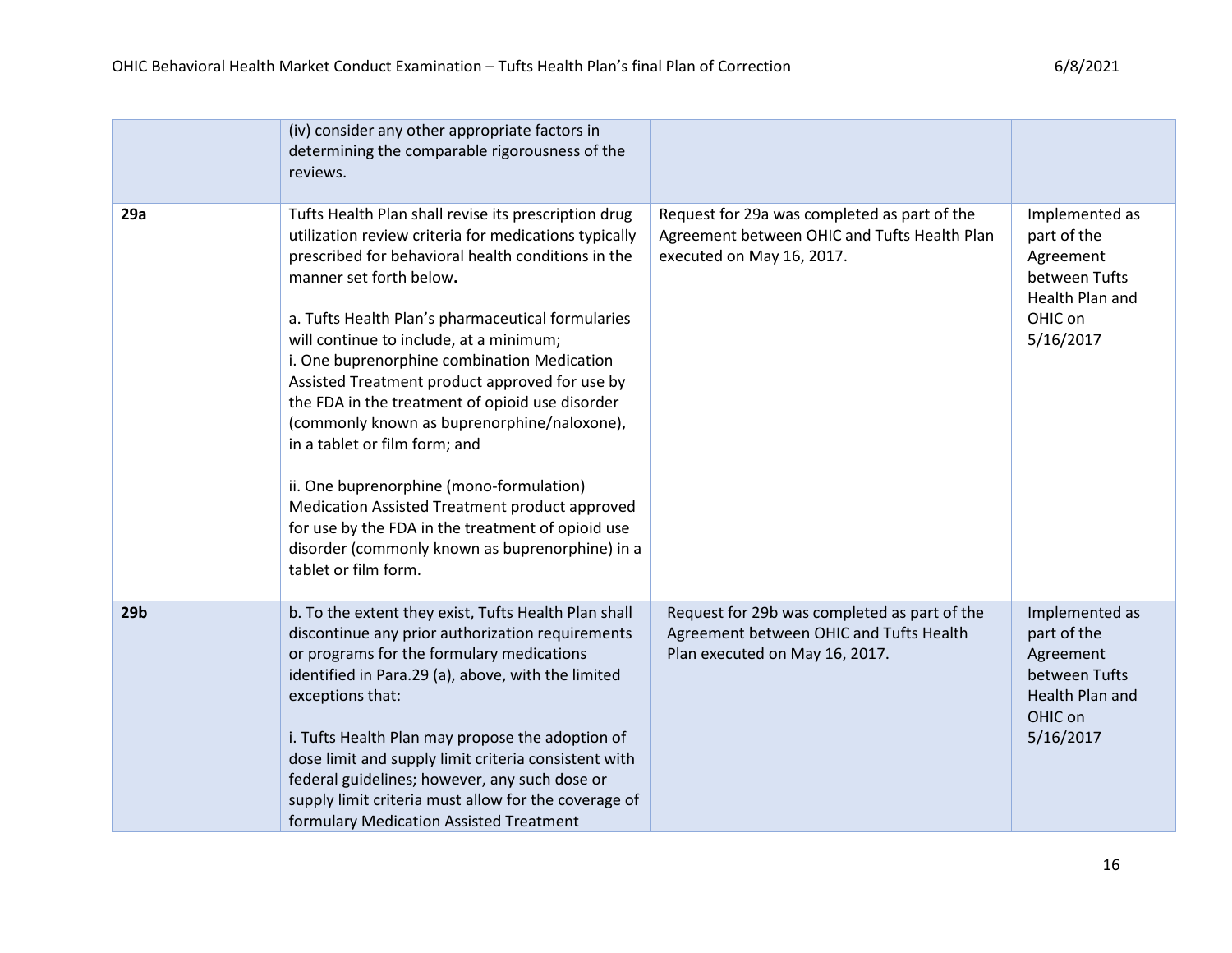| | | | |
|---|---|---|---|
| | (iv) consider any other appropriate factors in determining the comparable rigorousness of the reviews. | | |
| **29a** | Tufts Health Plan shall revise its prescription drug utilization review criteria for medications typically prescribed for behavioral health conditions in the manner set forth below.<br><br>a. Tufts Health Plan's pharmaceutical formularies will continue to include, at a minimum;<br>i. One buprenorphine combination Medication Assisted Treatment product approved for use by the FDA in the treatment of opioid use disorder (commonly known as buprenorphine/naloxone), in a tablet or film form; and<br><br>ii. One buprenorphine (mono-formulation) Medication Assisted Treatment product approved for use by the FDA in the treatment of opioid use disorder (commonly known as buprenorphine) in a tablet or film form. | Request for 29a was completed as part of the Agreement between OHIC and Tufts Health Plan executed on May 16, 2017. | Implemented as part of the Agreement between Tufts Health Plan and OHIC on 5/16/2017 |
| **29b** | b. To the extent they exist, Tufts Health Plan shall discontinue any prior authorization requirements or programs for the formulary medications identified in Para.29 (a), above, with the limited exceptions that:<br><br>i. Tufts Health Plan may propose the adoption of dose limit and supply limit criteria consistent with federal guidelines; however, any such dose or supply limit criteria must allow for the coverage of formulary Medication Assisted Treatment | Request for 29b was completed as part of the Agreement between OHIC and Tufts Health Plan executed on May 16, 2017. | Implemented as part of the Agreement between Tufts Health Plan and OHIC on 5/16/2017 |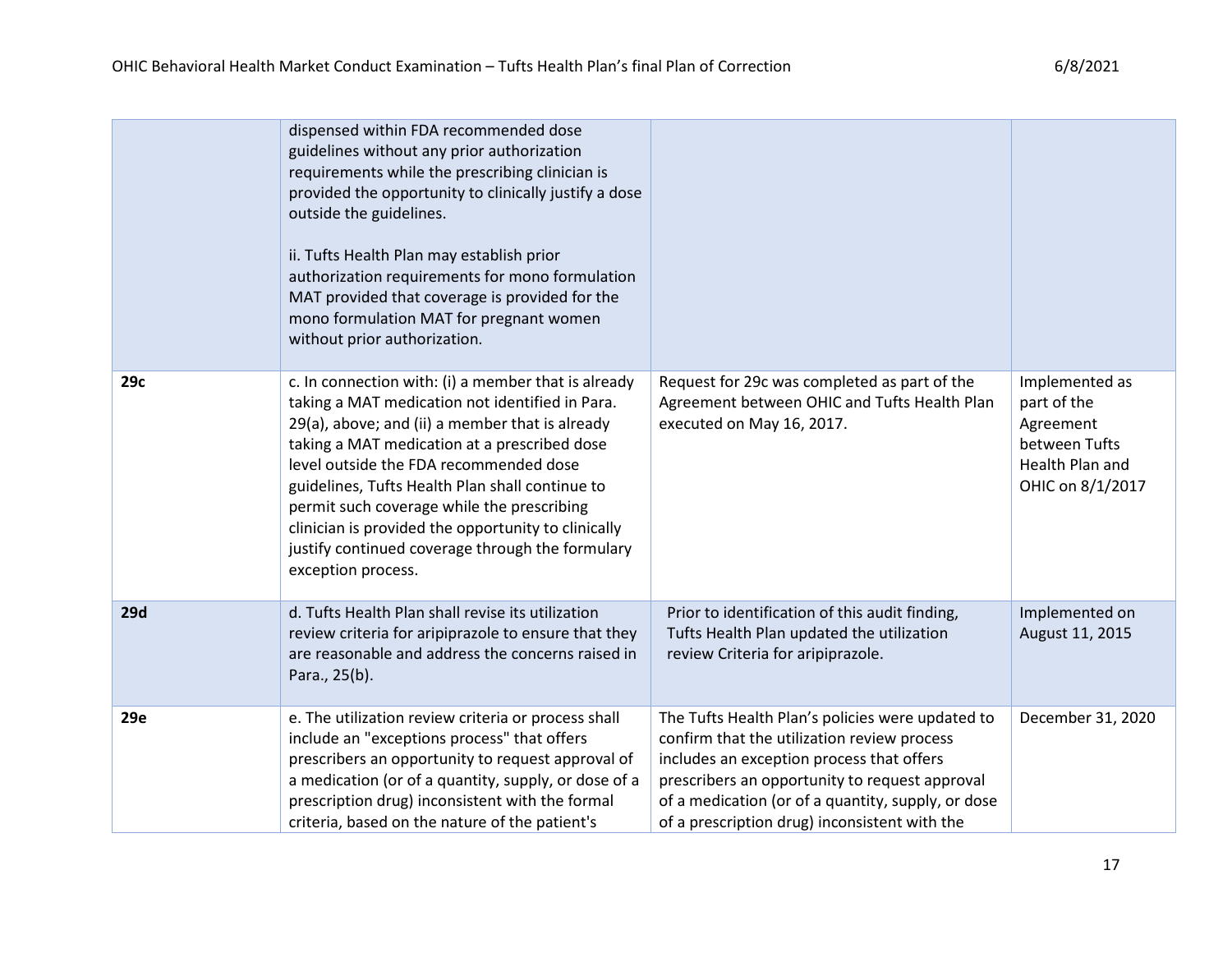| | | | |
|---|---|---|---|
| | dispensed within FDA recommended dose guidelines without any prior authorization requirements while the prescribing clinician is provided the opportunity to clinically justify a dose outside the guidelines.<br><br>ii. Tufts Health Plan may establish prior authorization requirements for mono formulation MAT provided that coverage is provided for the mono formulation MAT for pregnant women without prior authorization. | | |
| **29c** | c. In connection with: (i) a member that is already taking a MAT medication not identified in Para. 29(a), above; and (ii) a member that is already taking a MAT medication at a prescribed dose level outside the FDA recommended dose guidelines, Tufts Health Plan shall continue to permit such coverage while the prescribing clinician is provided the opportunity to clinically justify continued coverage through the formulary exception process. | Request for 29c was completed as part of the Agreement between OHIC and Tufts Health Plan executed on May 16, 2017. | Implemented as part of the Agreement between Tufts Health Plan and OHIC on 8/1/2017 |
| **29d** | d. Tufts Health Plan shall revise its utilization review criteria for aripiprazole to ensure that they are reasonable and address the concerns raised in Para., 25(b). | Prior to identification of this audit finding, Tufts Health Plan updated the utilization review Criteria for aripiprazole. | Implemented on August 11, 2015 |
| **29e** | e. The utilization review criteria or process shall include an "exceptions process" that offers prescribers an opportunity to request approval of a medication (or of a quantity, supply, or dose of a prescription drug) inconsistent with the formal criteria, based on the nature of the patient's | The Tufts Health Plan's policies were updated to confirm that the utilization review process includes an exception process that offers prescribers an opportunity to request approval of a medication (or of a quantity, supply, or dose of a prescription drug) inconsistent with the | December 31, 2020 |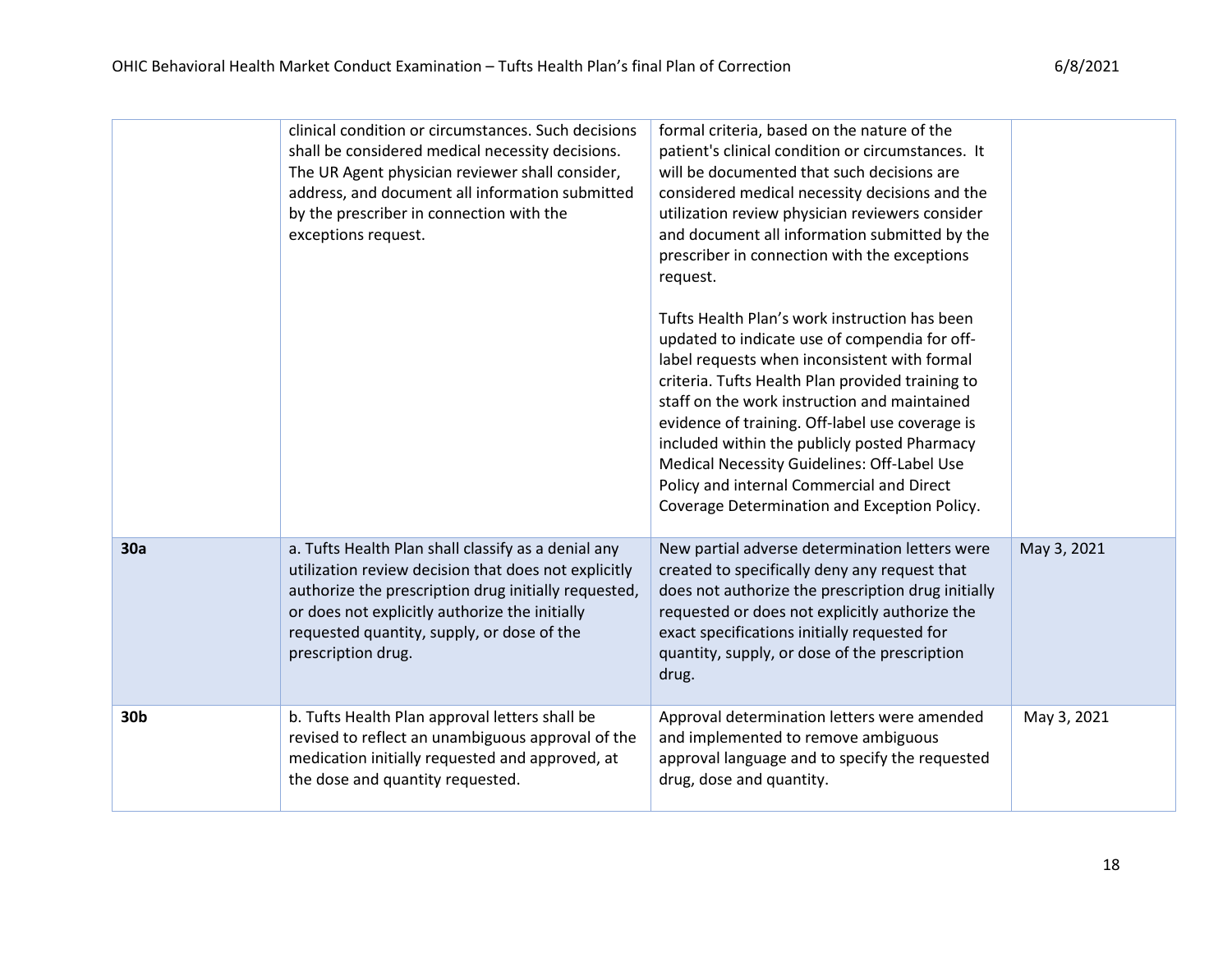| | | | |
|---|---|---|---|
| | clinical condition or circumstances. Such decisions shall be considered medical necessity decisions. The UR Agent physician reviewer shall consider, address, and document all information submitted by the prescriber in connection with the exceptions request. | formal criteria, based on the nature of the patient's clinical condition or circumstances. It will be documented that such decisions are considered medical necessity decisions and the utilization review physician reviewers consider and document all information submitted by the prescriber in connection with the exceptions request.<br><br>Tufts Health Plan's work instruction has been updated to indicate use of compendia for off-label requests when inconsistent with formal criteria. Tufts Health Plan provided training to staff on the work instruction and maintained evidence of training. Off-label use coverage is included within the publicly posted Pharmacy Medical Necessity Guidelines: Off-Label Use Policy and internal Commercial and Direct Coverage Determination and Exception Policy. | |
| **30a** | a. Tufts Health Plan shall classify as a denial any utilization review decision that does not explicitly authorize the prescription drug initially requested, or does not explicitly authorize the initially requested quantity, supply, or dose of the prescription drug. | New partial adverse determination letters were created to specifically deny any request that does not authorize the prescription drug initially requested or does not explicitly authorize the exact specifications initially requested for quantity, supply, or dose of the prescription drug. | May 3, 2021 |
| **30b** | b. Tufts Health Plan approval letters shall be revised to reflect an unambiguous approval of the medication initially requested and approved, at the dose and quantity requested. | Approval determination letters were amended and implemented to remove ambiguous approval language and to specify the requested drug, dose and quantity. | May 3, 2021 |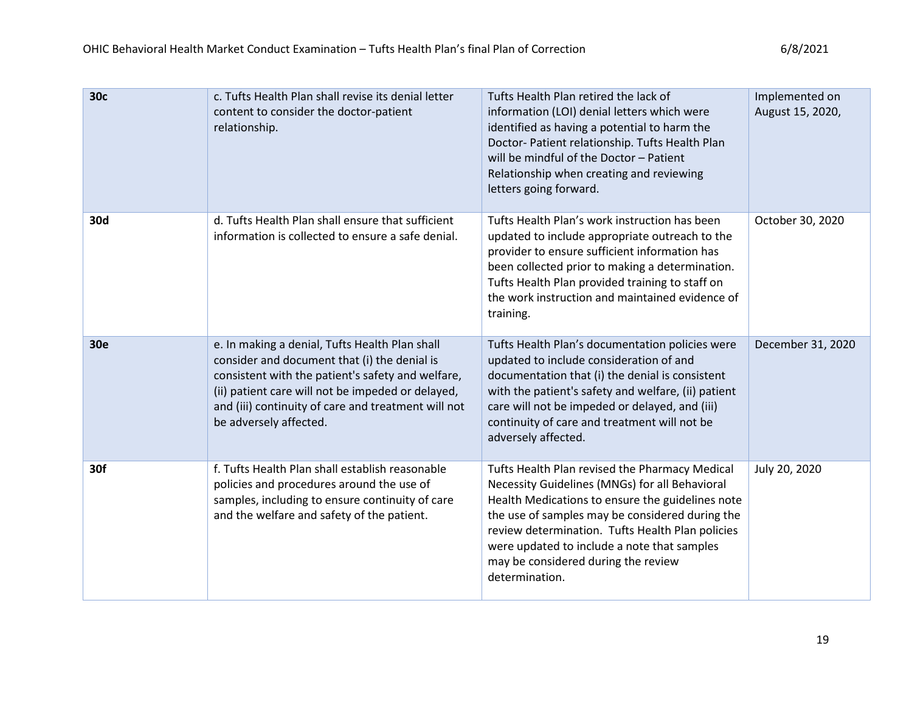| **30c** | c. Tufts Health Plan shall revise its denial letter content to consider the doctor-patient relationship. | Tufts Health Plan retired the lack of information (LOI) denial letters which were identified as having a potential to harm the Doctor- Patient relationship. Tufts Health Plan will be mindful of the Doctor – Patient Relationship when creating and reviewing letters going forward. | Implemented on August 15, 2020, |
|---|---|---|---|
| **30d** | d. Tufts Health Plan shall ensure that sufficient information is collected to ensure a safe denial. | Tufts Health Plan's work instruction has been updated to include appropriate outreach to the provider to ensure sufficient information has been collected prior to making a determination. Tufts Health Plan provided training to staff on the work instruction and maintained evidence of training. | October 30, 2020 |
| **30e** | e. In making a denial, Tufts Health Plan shall consider and document that (i) the denial is consistent with the patient's safety and welfare, (ii) patient care will not be impeded or delayed, and (iii) continuity of care and treatment will not be adversely affected. | Tufts Health Plan's documentation policies were updated to include consideration of and documentation that (i) the denial is consistent with the patient's safety and welfare, (ii) patient care will not be impeded or delayed, and (iii) continuity of care and treatment will not be adversely affected. | December 31, 2020 |
| **30f** | f. Tufts Health Plan shall establish reasonable policies and procedures around the use of samples, including to ensure continuity of care and the welfare and safety of the patient. | Tufts Health Plan revised the Pharmacy Medical Necessity Guidelines (MNGs) for all Behavioral Health Medications to ensure the guidelines note the use of samples may be considered during the review determination. Tufts Health Plan policies were updated to include a note that samples may be considered during the review determination. | July 20, 2020 |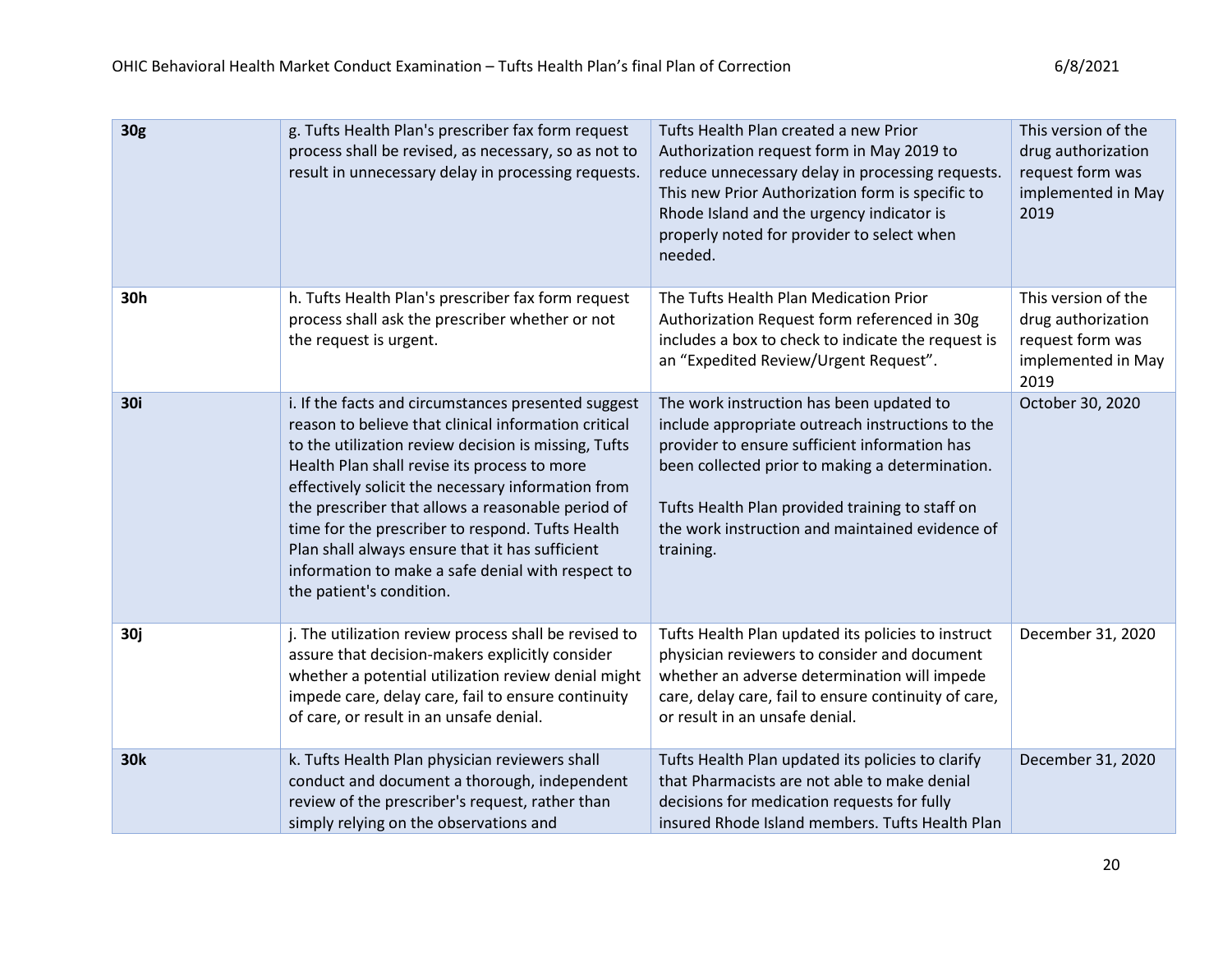| | | | |
|---|---|---|---|
| **30g** | g. Tufts Health Plan's prescriber fax form request process shall be revised, as necessary, so as not to result in unnecessary delay in processing requests. | Tufts Health Plan created a new Prior Authorization request form in May 2019 to reduce unnecessary delay in processing requests. This new Prior Authorization form is specific to Rhode Island and the urgency indicator is properly noted for provider to select when needed. | This version of the drug authorization request form was implemented in May 2019 |
| **30h** | h. Tufts Health Plan's prescriber fax form request process shall ask the prescriber whether or not the request is urgent. | The Tufts Health Plan Medication Prior Authorization Request form referenced in 30g includes a box to check to indicate the request is an "Expedited Review/Urgent Request". | This version of the drug authorization request form was implemented in May 2019 |
| **30i** | i. If the facts and circumstances presented suggest reason to believe that clinical information critical to the utilization review decision is missing, Tufts Health Plan shall revise its process to more effectively solicit the necessary information from the prescriber that allows a reasonable period of time for the prescriber to respond. Tufts Health Plan shall always ensure that it has sufficient information to make a safe denial with respect to the patient's condition. | The work instruction has been updated to include appropriate outreach instructions to the provider to ensure sufficient information has been collected prior to making a determination.<br><br>Tufts Health Plan provided training to staff on the work instruction and maintained evidence of training. | October 30, 2020 |
| **30j** | j. The utilization review process shall be revised to assure that decision-makers explicitly consider whether a potential utilization review denial might impede care, delay care, fail to ensure continuity of care, or result in an unsafe denial. | Tufts Health Plan updated its policies to instruct physician reviewers to consider and document whether an adverse determination will impede care, delay care, fail to ensure continuity of care, or result in an unsafe denial. | December 31, 2020 |
| **30k** | k. Tufts Health Plan physician reviewers shall conduct and document a thorough, independent review of the prescriber's request, rather than simply relying on the observations and | Tufts Health Plan updated its policies to clarify that Pharmacists are not able to make denial decisions for medication requests for fully insured Rhode Island members. Tufts Health Plan | December 31, 2020 |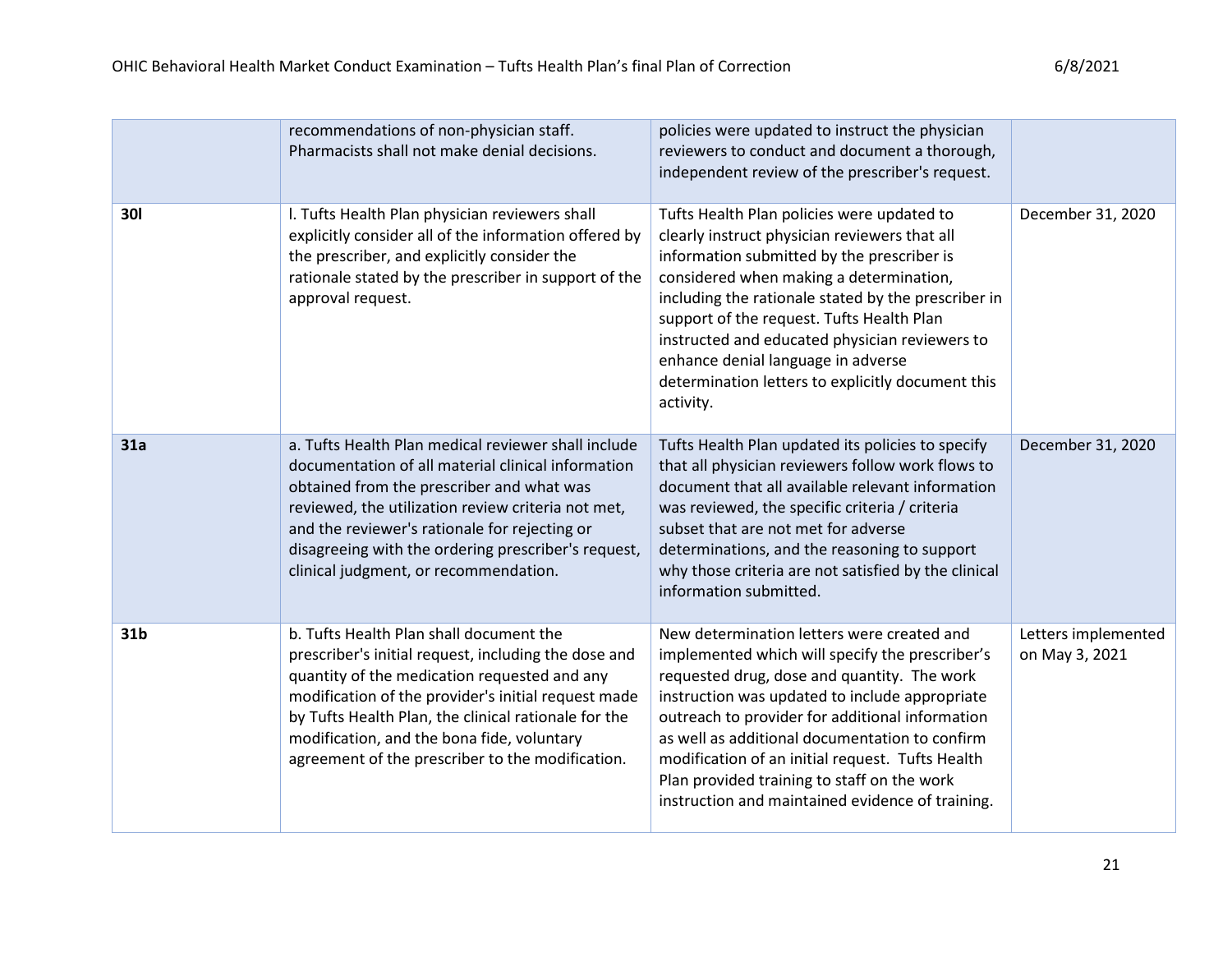|  |  |  |  |
|---|---|---|---|
|  | recommendations of non-physician staff. Pharmacists shall not make denial decisions. | policies were updated to instruct the physician reviewers to conduct and document a thorough, independent review of the prescriber's request. |  |
| **30l** | l. Tufts Health Plan physician reviewers shall explicitly consider all of the information offered by the prescriber, and explicitly consider the rationale stated by the prescriber in support of the approval request. | Tufts Health Plan policies were updated to clearly instruct physician reviewers that all information submitted by the prescriber is considered when making a determination, including the rationale stated by the prescriber in support of the request. Tufts Health Plan instructed and educated physician reviewers to enhance denial language in adverse determination letters to explicitly document this activity. | December 31, 2020 |
| **31a** | a. Tufts Health Plan medical reviewer shall include documentation of all material clinical information obtained from the prescriber and what was reviewed, the utilization review criteria not met, and the reviewer's rationale for rejecting or disagreeing with the ordering prescriber's request, clinical judgment, or recommendation. | Tufts Health Plan updated its policies to specify that all physician reviewers follow work flows to document that all available relevant information was reviewed, the specific criteria / criteria subset that are not met for adverse determinations, and the reasoning to support why those criteria are not satisfied by the clinical information submitted. | December 31, 2020 |
| **31b** | b. Tufts Health Plan shall document the prescriber's initial request, including the dose and quantity of the medication requested and any modification of the provider's initial request made by Tufts Health Plan, the clinical rationale for the modification, and the bona fide, voluntary agreement of the prescriber to the modification. | New determination letters were created and implemented which will specify the prescriber's requested drug, dose and quantity. The work instruction was updated to include appropriate outreach to provider for additional information as well as additional documentation to confirm modification of an initial request. Tufts Health Plan provided training to staff on the work instruction and maintained evidence of training. | Letters implemented on May 3, 2021 |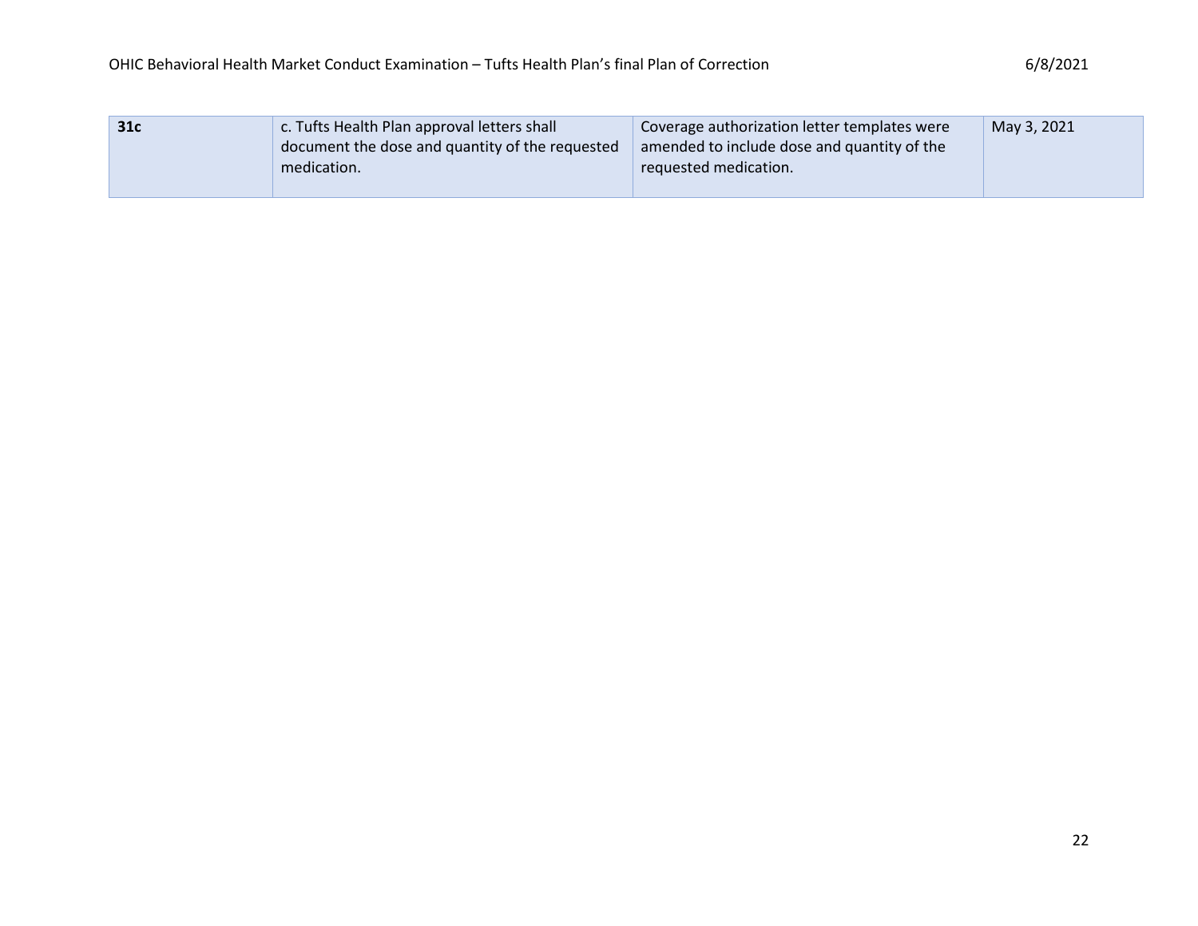| | | | |
|---|---|---|---|
| **31c** | c. Tufts Health Plan approval letters shall document the dose and quantity of the requested medication. | Coverage authorization letter templates were amended to include dose and quantity of the requested medication. | May 3, 2021 |